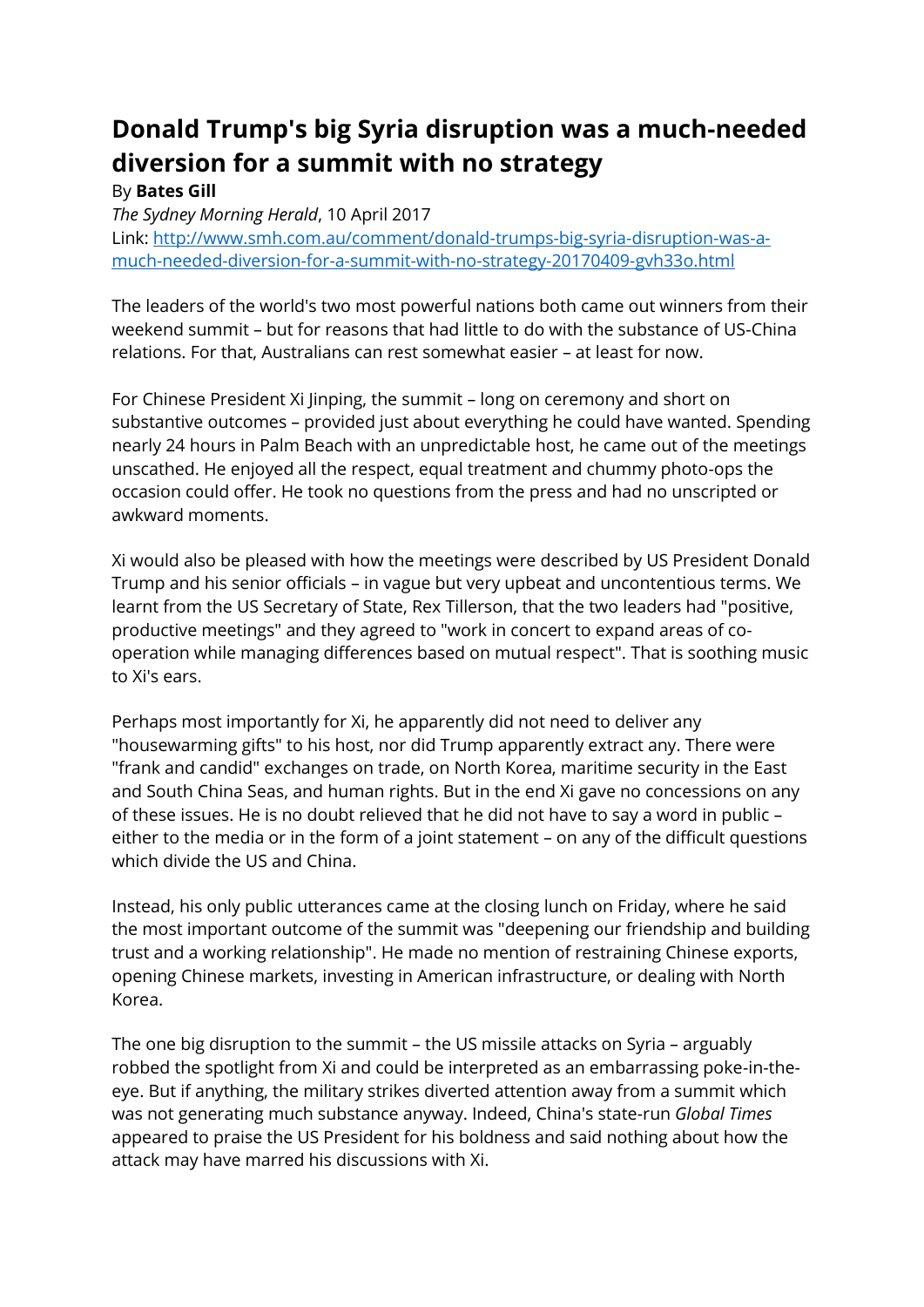# Donald Trump's big Syria disruption was a much-needed diversion for a summit with no strategy

By **Bates Gill**

*The Sydney Morning Herald*, 10 April 2017

Link: [http://www.smh.com.au/comment/donald-trumps-big-syria-disruption-was-a-much-needed-diversion-for-a-summit-with-no-strategy-20170409-gvh33o.html](http://www.smh.com.au/comment/donald-trumps-big-syria-disruption-was-a-much-needed-diversion-for-a-summit-with-no-strategy-20170409-gvh33o.html)

The leaders of the world's two most powerful nations both came out winners from their weekend summit – but for reasons that had little to do with the substance of US-China relations. For that, Australians can rest somewhat easier – at least for now.

For Chinese President Xi Jinping, the summit – long on ceremony and short on substantive outcomes – provided just about everything he could have wanted. Spending nearly 24 hours in Palm Beach with an unpredictable host, he came out of the meetings unscathed. He enjoyed all the respect, equal treatment and chummy photo-ops the occasion could offer. He took no questions from the press and had no unscripted or awkward moments.

Xi would also be pleased with how the meetings were described by US President Donald Trump and his senior officials – in vague but very upbeat and uncontentious terms. We learnt from the US Secretary of State, Rex Tillerson, that the two leaders had "positive, productive meetings" and they agreed to "work in concert to expand areas of co-operation while managing differences based on mutual respect". That is soothing music to Xi's ears.

Perhaps most importantly for Xi, he apparently did not need to deliver any "housewarming gifts" to his host, nor did Trump apparently extract any. There were "frank and candid" exchanges on trade, on North Korea, maritime security in the East and South China Seas, and human rights. But in the end Xi gave no concessions on any of these issues. He is no doubt relieved that he did not have to say a word in public – either to the media or in the form of a joint statement – on any of the difficult questions which divide the US and China.

Instead, his only public utterances came at the closing lunch on Friday, where he said the most important outcome of the summit was "deepening our friendship and building trust and a working relationship". He made no mention of restraining Chinese exports, opening Chinese markets, investing in American infrastructure, or dealing with North Korea.

The one big disruption to the summit – the US missile attacks on Syria – arguably robbed the spotlight from Xi and could be interpreted as an embarrassing poke-in-the-eye. But if anything, the military strikes diverted attention away from a summit which was not generating much substance anyway. Indeed, China's state-run *Global Times* appeared to praise the US President for his boldness and said nothing about how the attack may have marred his discussions with Xi.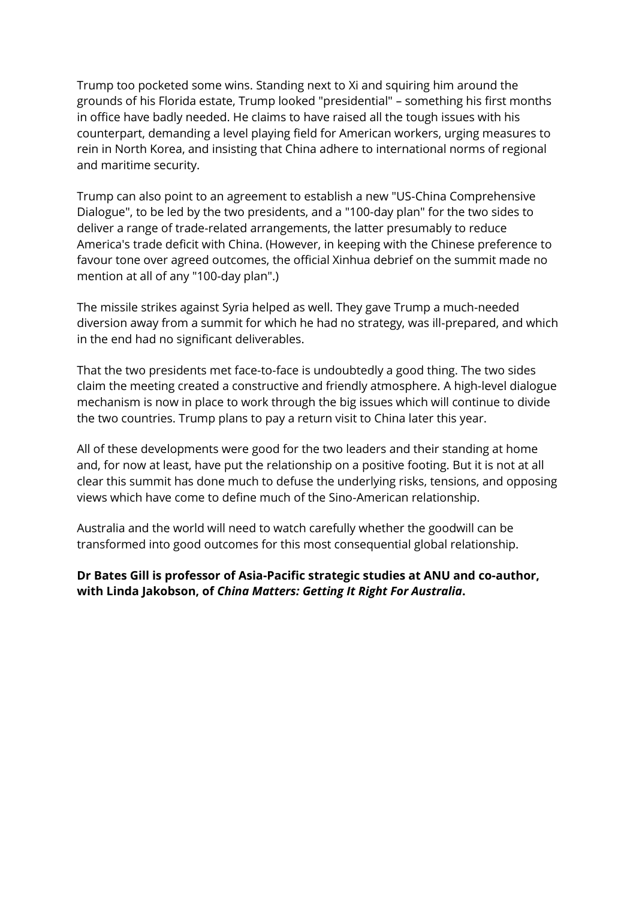Trump too pocketed some wins. Standing next to Xi and squiring him around the grounds of his Florida estate, Trump looked "presidential" – something his first months in office have badly needed. He claims to have raised all the tough issues with his counterpart, demanding a level playing field for American workers, urging measures to rein in North Korea, and insisting that China adhere to international norms of regional and maritime security.

Trump can also point to an agreement to establish a new "US-China Comprehensive Dialogue", to be led by the two presidents, and a "100-day plan" for the two sides to deliver a range of trade-related arrangements, the latter presumably to reduce America's trade deficit with China. (However, in keeping with the Chinese preference to favour tone over agreed outcomes, the official Xinhua debrief on the summit made no mention at all of any "100-day plan".)

The missile strikes against Syria helped as well. They gave Trump a much-needed diversion away from a summit for which he had no strategy, was ill-prepared, and which in the end had no significant deliverables.

That the two presidents met face-to-face is undoubtedly a good thing. The two sides claim the meeting created a constructive and friendly atmosphere. A high-level dialogue mechanism is now in place to work through the big issues which will continue to divide the two countries. Trump plans to pay a return visit to China later this year.

All of these developments were good for the two leaders and their standing at home and, for now at least, have put the relationship on a positive footing. But it is not at all clear this summit has done much to defuse the underlying risks, tensions, and opposing views which have come to define much of the Sino-American relationship.

Australia and the world will need to watch carefully whether the goodwill can be transformed into good outcomes for this most consequential global relationship.

**Dr Bates Gill is professor of Asia-Pacific strategic studies at ANU and co-author, with Linda Jakobson, of *China Matters: Getting It Right For Australia*.**